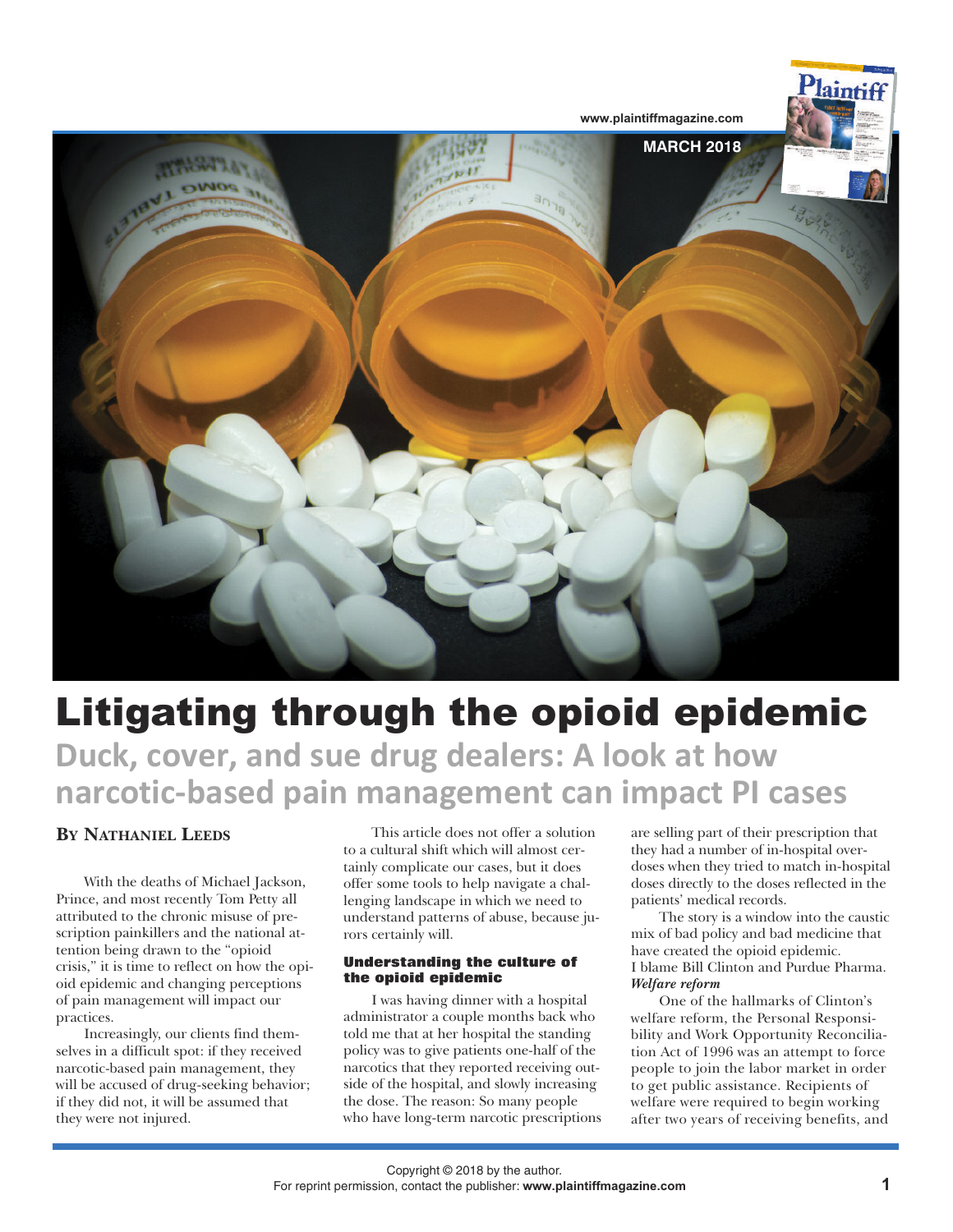# Litigating through the opioid epidemic

## Duck, cover, and sue drug dealers: A look at how narcotic-based pain management can impact PI cases

**By Nathaniel Leeds**

With the deaths of Michael Jackson, Prince, and most recently Tom Petty all attributed to the chronic misuse of prescription painkillers and the national attention being drawn to the "opioid crisis," it is time to reflect on how the opioid epidemic and changing perceptions of pain management will impact our practices.

Increasingly, our clients find themselves in a difficult spot: if they received narcotic-based pain management, they will be accused of drug-seeking behavior; if they did not, it will be assumed that they were not injured.

This article does not offer a solution to a cultural shift which will almost certainly complicate our cases, but it does offer some tools to help navigate a challenging landscape in which we need to understand patterns of abuse, because jurors certainly will.

### Understanding the culture of the opioid epidemic

I was having dinner with a hospital administrator a couple months back who told me that at her hospital the standing policy was to give patients one-half of the narcotics that they reported receiving outside of the hospital, and slowly increasing the dose. The reason: So many people who have long-term narcotic prescriptions are selling part of their prescription that they had a number of in-hospital overdoses when they tried to match in-hospital doses directly to the doses reflected in the patients' medical records.

The story is a window into the caustic mix of bad policy and bad medicine that have created the opioid epidemic.

I blame Bill Clinton and Purdue Pharma.

***Welfare reform***

One of the hallmarks of Clinton's welfare reform, the Personal Responsibility and Work Opportunity Reconciliation Act of 1996 was an attempt to force people to join the labor market in order to get public assistance. Recipients of welfare were required to begin working after two years of receiving benefits, and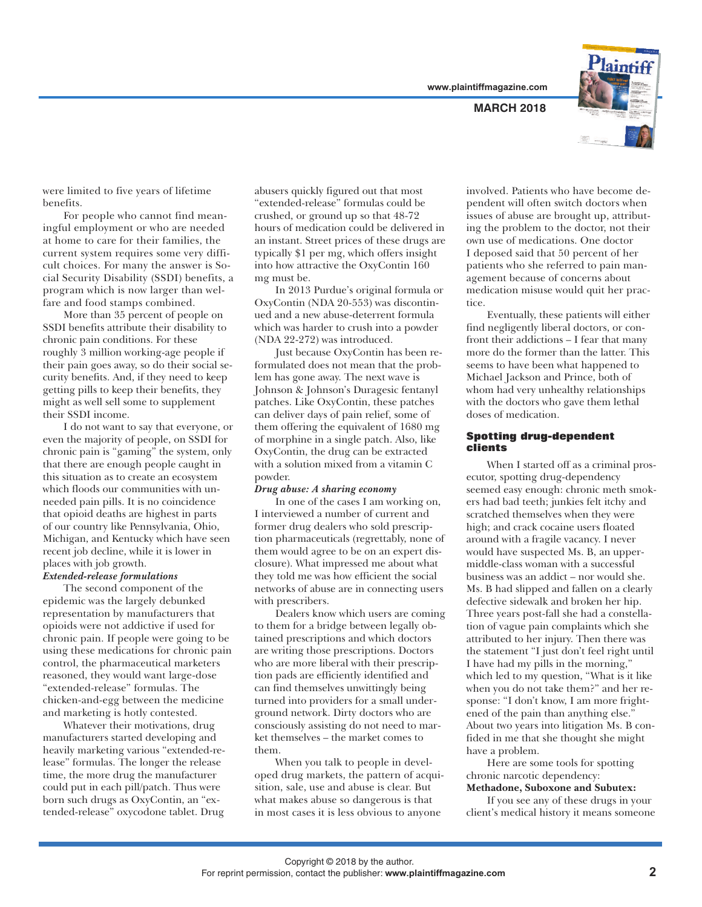were limited to five years of lifetime benefits.

For people who cannot find meaningful employment or who are needed at home to care for their families, the current system requires some very difficult choices. For many the answer is Social Security Disability (SSDI) benefits, a program which is now larger than welfare and food stamps combined.

More than 35 percent of people on SSDI benefits attribute their disability to chronic pain conditions. For these roughly 3 million working-age people if their pain goes away, so do their social security benefits. And, if they need to keep getting pills to keep their benefits, they might as well sell some to supplement their SSDI income.

I do not want to say that everyone, or even the majority of people, on SSDI for chronic pain is "gaming" the system, only that there are enough people caught in this situation as to create an ecosystem which floods our communities with unneeded pain pills. It is no coincidence that opioid deaths are highest in parts of our country like Pennsylvania, Ohio, Michigan, and Kentucky which have seen recent job decline, while it is lower in places with job growth.

### *Extended-release formulations*

The second component of the epidemic was the largely debunked representation by manufacturers that opioids were not addictive if used for chronic pain. If people were going to be using these medications for chronic pain control, the pharmaceutical marketers reasoned, they would want large-dose "extended-release" formulas. The chicken-and-egg between the medicine and marketing is hotly contested.

Whatever their motivations, drug manufacturers started developing and heavily marketing various "extended-release" formulas. The longer the release time, the more drug the manufacturer could put in each pill/patch. Thus were born such drugs as OxyContin, an "extended-release" oxycodone tablet. Drug abusers quickly figured out that most "extended-release" formulas could be crushed, or ground up so that 48-72 hours of medication could be delivered in an instant. Street prices of these drugs are typically $1 per mg, which offers insight into how attractive the OxyContin 160 mg must be.

In 2013 Purdue's original formula or OxyContin (NDA 20-553) was discontinued and a new abuse-deterrent formula which was harder to crush into a powder (NDA 22-272) was introduced.

Just because OxyContin has been reformulated does not mean that the problem has gone away. The next wave is Johnson & Johnson's Duragesic fentanyl patches. Like OxyContin, these patches can deliver days of pain relief, some of them offering the equivalent of 1680 mg of morphine in a single patch. Also, like OxyContin, the drug can be extracted with a solution mixed from a vitamin C powder.

### *Drug abuse: A sharing economy*

In one of the cases I am working on, I interviewed a number of current and former drug dealers who sold prescription pharmaceuticals (regrettably, none of them would agree to be on an expert disclosure). What impressed me about what they told me was how efficient the social networks of abuse are in connecting users with prescribers.

Dealers know which users are coming to them for a bridge between legally obtained prescriptions and which doctors are writing those prescriptions. Doctors who are more liberal with their prescription pads are efficiently identified and can find themselves unwittingly being turned into providers for a small underground network. Dirty doctors who are consciously assisting do not need to market themselves – the market comes to them.

When you talk to people in developed drug markets, the pattern of acquisition, sale, use and abuse is clear. But what makes abuse so dangerous is that in most cases it is less obvious to anyone involved. Patients who have become dependent will often switch doctors when issues of abuse are brought up, attributing the problem to the doctor, not their own use of medications. One doctor I deposed said that 50 percent of her patients who she referred to pain management because of concerns about medication misuse would quit her practice.

Eventually, these patients will either find negligently liberal doctors, or confront their addictions – I fear that many more do the former than the latter. This seems to have been what happened to Michael Jackson and Prince, both of whom had very unhealthy relationships with the doctors who gave them lethal doses of medication.

## Spotting drug-dependent clients

When I started off as a criminal prosecutor, spotting drug-dependency seemed easy enough: chronic meth smokers had bad teeth; junkies felt itchy and scratched themselves when they were high; and crack cocaine users floated around with a fragile vacancy. I never would have suspected Ms. B, an upper-middle-class woman with a successful business was an addict – nor would she. Ms. B had slipped and fallen on a clearly defective sidewalk and broken her hip. Three years post-fall she had a constellation of vague pain complaints which she attributed to her injury. Then there was the statement "I just don't feel right until I have had my pills in the morning," which led to my question, "What is it like when you do not take them?" and her response: "I don't know, I am more frightened of the pain than anything else." About two years into litigation Ms. B confided in me that she thought she might have a problem.

Here are some tools for spotting chronic narcotic dependency:

**Methadone, Suboxone and Subutex:**

If you see any of these drugs in your client's medical history it means someone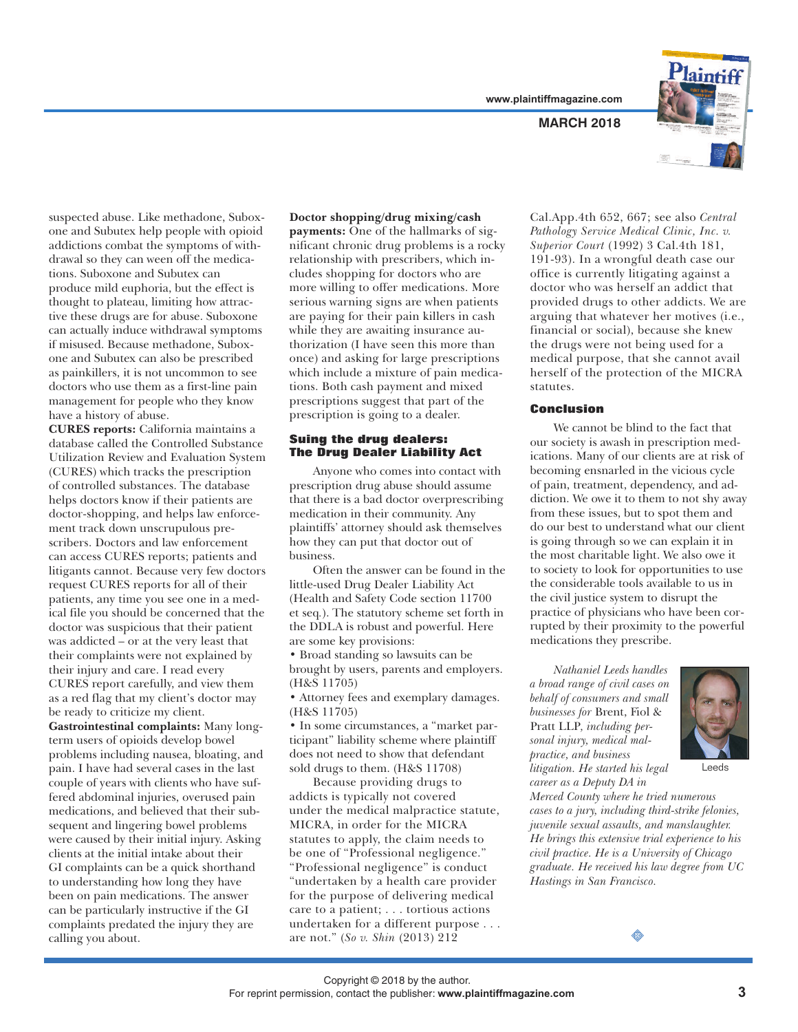suspected abuse. Like methadone, Suboxone and Subutex help people with opioid addictions combat the symptoms of withdrawal so they can ween off the medications. Suboxone and Subutex can produce mild euphoria, but the effect is thought to plateau, limiting how attractive these drugs are for abuse. Suboxone can actually induce withdrawal symptoms if misused. Because methadone, Suboxone and Subutex can also be prescribed as painkillers, it is not uncommon to see doctors who use them as a first-line pain management for people who they know have a history of abuse.

**CURES reports:** California maintains a database called the Controlled Substance Utilization Review and Evaluation System (CURES) which tracks the prescription of controlled substances. The database helps doctors know if their patients are doctor-shopping, and helps law enforcement track down unscrupulous prescribers. Doctors and law enforcement can access CURES reports; patients and litigants cannot. Because very few doctors request CURES reports for all of their patients, any time you see one in a medical file you should be concerned that the doctor was suspicious that their patient was addicted – or at the very least that their complaints were not explained by their injury and care. I read every CURES report carefully, and view them as a red flag that my client's doctor may be ready to criticize my client.

**Gastrointestinal complaints:** Many long-term users of opioids develop bowel problems including nausea, bloating, and pain. I have had several cases in the last couple of years with clients who have suffered abdominal injuries, overused pain medications, and believed that their subsequent and lingering bowel problems were caused by their initial injury. Asking clients at the initial intake about their GI complaints can be a quick shorthand to understanding how long they have been on pain medications. The answer can be particularly instructive if the GI complaints predated the injury they are calling you about.

**Doctor shopping/drug mixing/cash payments:** One of the hallmarks of significant chronic drug problems is a rocky relationship with prescribers, which includes shopping for doctors who are more willing to offer medications. More serious warning signs are when patients are paying for their pain killers in cash while they are awaiting insurance authorization (I have seen this more than once) and asking for large prescriptions which include a mixture of pain medications. Both cash payment and mixed prescriptions suggest that part of the prescription is going to a dealer.

## Suing the drug dealers: The Drug Dealer Liability Act

Anyone who comes into contact with prescription drug abuse should assume that there is a bad doctor overprescribing medication in their community. Any plaintiffs' attorney should ask themselves how they can put that doctor out of business.

Often the answer can be found in the little-used Drug Dealer Liability Act (Health and Safety Code section 11700 et seq.). The statutory scheme set forth in the DDLA is robust and powerful. Here are some key provisions:

- Broad standing so lawsuits can be brought by users, parents and employers. (H&S 11705)
- Attorney fees and exemplary damages. (H&S 11705)
- In some circumstances, a "market participant" liability scheme where plaintiff does not need to show that defendant sold drugs to them. (H&S 11708)

Because providing drugs to addicts is typically not covered under the medical malpractice statute, MICRA, in order for the MICRA statutes to apply, the claim needs to be one of "Professional negligence." "Professional negligence" is conduct "undertaken by a health care provider for the purpose of delivering medical care to a patient; . . . tortious actions undertaken for a different purpose . . . are not." (*So v. Shin* (2013) 212 Cal.App.4th 652, 667; see also *Central Pathology Service Medical Clinic, Inc. v. Superior Court* (1992) 3 Cal.4th 181, 191-93). In a wrongful death case our office is currently litigating against a doctor who was herself an addict that provided drugs to other addicts. We are arguing that whatever her motives (i.e., financial or social), because she knew the drugs were not being used for a medical purpose, that she cannot avail herself of the protection of the MICRA statutes.

## Conclusion

We cannot be blind to the fact that our society is awash in prescription medications. Many of our clients are at risk of becoming ensnarled in the vicious cycle of pain, treatment, dependency, and addiction. We owe it to them to not shy away from these issues, but to spot them and do our best to understand what our client is going through so we can explain it in the most charitable light. We also owe it to society to look for opportunities to use the considerable tools available to us in the civil justice system to disrupt the practice of physicians who have been corrupted by their proximity to the powerful medications they prescribe.

*Nathaniel Leeds handles a broad range of civil cases on behalf of consumers and small businesses for* Brent, Fiol & Pratt LLP, *including personal injury, medical malpractice, and business litigation. He started his legal career as a Deputy DA in Merced County where he tried numerous cases to a jury, including third-strike felonies, juvenile sexual assaults, and manslaughter. He brings this extensive trial experience to his civil practice. He is a University of Chicago graduate. He received his law degree from UC Hastings in San Francisco.*

Leeds

Copyright © 2018 by the author.
For reprint permission, contact the publisher: **www.plaintiffmagazine.com**